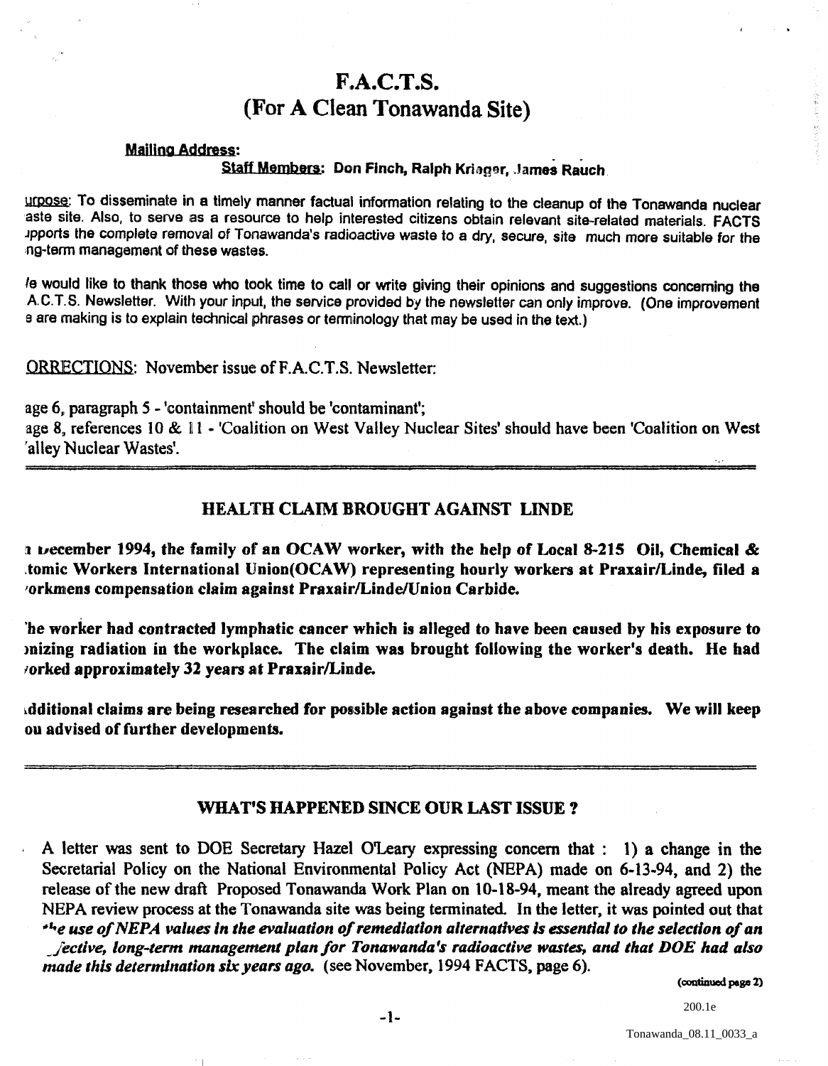# F.A.C.T.S.
# (For A Clean Tonawanda Site)

**Mailing Address:**

**Staff Members: Don Finch, Ralph Krieger, James Rauch**

urpose: To disseminate in a timely manner factual information relating to the cleanup of the Tonawanda nuclear aste site. Also, to serve as a resource to help interested citizens obtain relevant site-related materials. FACTS ıpports the complete removal of Tonawanda's radioactive waste to a dry, secure, site much more suitable for the ng-term management of these wastes.

/e would like to thank those who took time to call or write giving their opinions and suggestions concerning the A.C.T.S. Newsletter. With your input, the service provided by the newsletter can only improve. (One improvement e are making is to explain technical phrases or terminology that may be used in the text.)

ORRECTIONS: November issue of F.A.C.T.S. Newsletter:

age 6, paragraph 5 - 'containment' should be 'contaminant';
age 8, references 10 & 11 - 'Coalition on West Valley Nuclear Sites' should have been 'Coalition on West 'alley Nuclear Wastes'.

---

## HEALTH CLAIM BROUGHT AGAINST LINDE

**ı December 1994, the family of an OCAW worker, with the help of Local 8-215 Oil, Chemical & .tomic Workers International Union(OCAW) representing hourly workers at Praxair/Linde, filed a 'orkmens compensation claim against Praxair/Linde/Union Carbide.**

**'he worker had contracted lymphatic cancer which is alleged to have been caused by his exposure to ınizing radiation in the workplace. The claim was brought following the worker's death. He had 'orked approximately 32 years at Praxair/Linde.**

**ıdditional claims are being researched for possible action against the above companies. We will keep ou advised of further developments.**

---

## WHAT'S HAPPENED SINCE OUR LAST ISSUE ?

A letter was sent to DOE Secretary Hazel O'Leary expressing concern that : 1) a change in the Secretarial Policy on the National Environmental Policy Act (NEPA) made on 6-13-94, and 2) the release of the new draft Proposed Tonawanda Work Plan on 10-18-94, meant the already agreed upon NEPA review process at the Tonawanda site was being terminated. In the letter, it was pointed out that ***the use of NEPA values in the evaluation of remediation alternatives is essential to the selection of an ffective, long-term management plan for Tonawanda's radioactive wastes, and that DOE had also made this determination six years ago.*** (see November, 1994 FACTS, page 6).

(continued page 2)

200.1e

Tonawanda_08.11_0033_a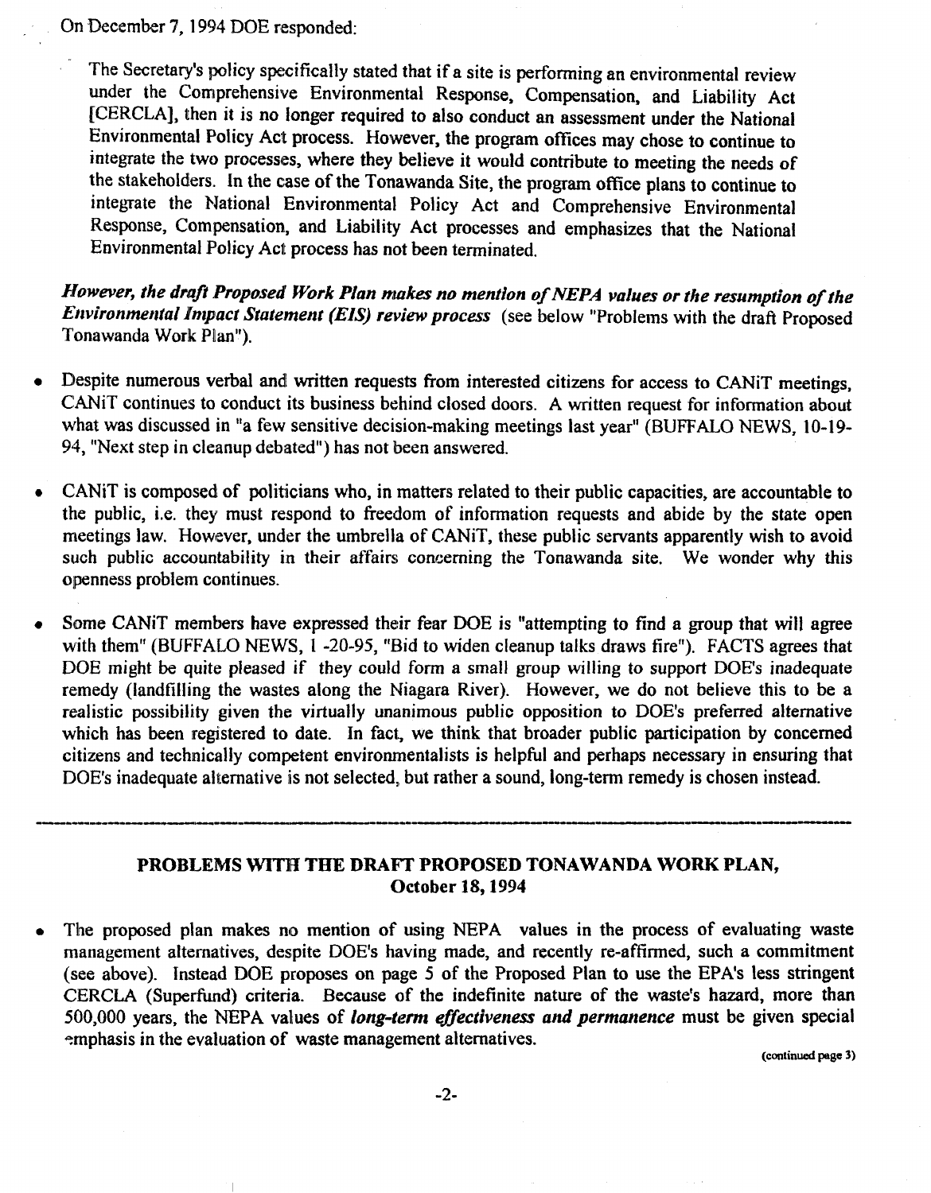On December 7, 1994 DOE responded:

> The Secretary's policy specifically stated that if a site is performing an environmental review under the Comprehensive Environmental Response, Compensation, and Liability Act [CERCLA], then it is no longer required to also conduct an assessment under the National Environmental Policy Act process. However, the program offices may chose to continue to integrate the two processes, where they believe it would contribute to meeting the needs of the stakeholders. In the case of the Tonawanda Site, the program office plans to continue to integrate the National Environmental Policy Act and Comprehensive Environmental Response, Compensation, and Liability Act processes and emphasizes that the National Environmental Policy Act process has not been terminated.

***However, the draft Proposed Work Plan makes no mention of NEPA values or the resumption of the Environmental Impact Statement (EIS) review process*** (see below "Problems with the draft Proposed Tonawanda Work Plan").

- Despite numerous verbal and written requests from interested citizens for access to CANiT meetings, CANiT continues to conduct its business behind closed doors. A written request for information about what was discussed in "a few sensitive decision-making meetings last year" (BUFFALO NEWS, 10-19-94, "Next step in cleanup debated") has not been answered.

- CANiT is composed of politicians who, in matters related to their public capacities, are accountable to the public, i.e. they must respond to freedom of information requests and abide by the state open meetings law. However, under the umbrella of CANiT, these public servants apparently wish to avoid such public accountability in their affairs concerning the Tonawanda site. We wonder why this openness problem continues.

- Some CANiT members have expressed their fear DOE is "attempting to find a group that will agree with them" (BUFFALO NEWS, 1 -20-95, "Bid to widen cleanup talks draws fire"). FACTS agrees that DOE might be quite pleased if they could form a small group willing to support DOE's inadequate remedy (landfilling the wastes along the Niagara River). However, we do not believe this to be a realistic possibility given the virtually unanimous public opposition to DOE's preferred alternative which has been registered to date. In fact, we think that broader public participation by concerned citizens and technically competent environmentalists is helpful and perhaps necessary in ensuring that DOE's inadequate alternative is not selected, but rather a sound, long-term remedy is chosen instead.

---

## PROBLEMS WITH THE DRAFT PROPOSED TONAWANDA WORK PLAN, October 18, 1994

- The proposed plan makes no mention of using NEPA values in the process of evaluating waste management alternatives, despite DOE's having made, and recently re-affirmed, such a commitment (see above). Instead DOE proposes on page 5 of the Proposed Plan to use the EPA's less stringent CERCLA (Superfund) criteria. Because of the indefinite nature of the waste's hazard, more than 500,000 years, the NEPA values of ***long-term effectiveness and permanence*** must be given special emphasis in the evaluation of waste management alternatives.

(continued page 3)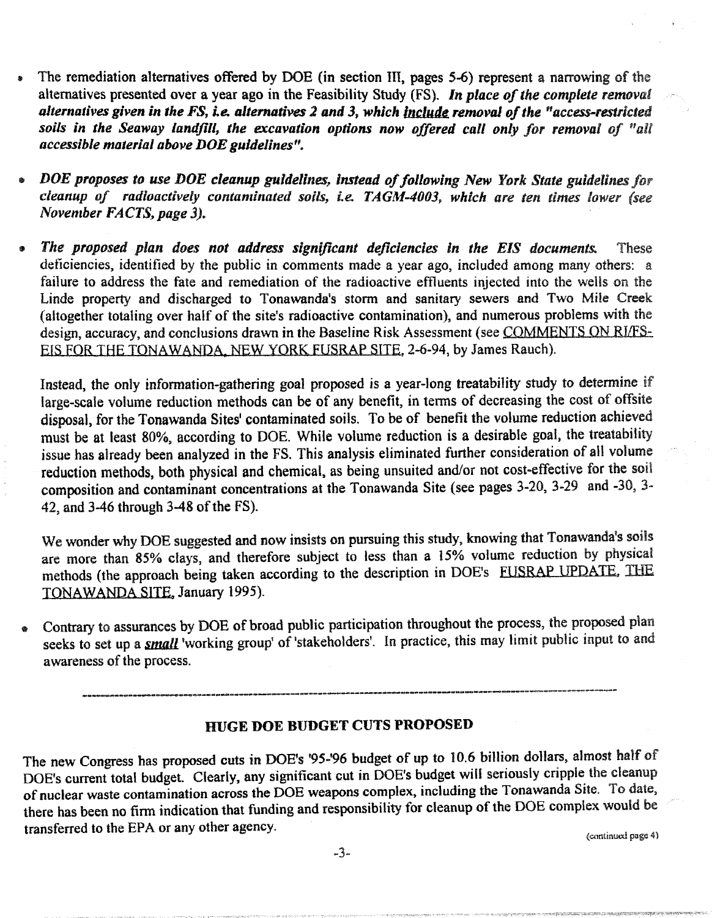- The remediation alternatives offered by DOE (in section III, pages 5-6) represent a narrowing of the alternatives presented over a year ago in the Feasibility Study (FS). ***In place of the complete removal alternatives given in the FS, i.e. alternatives 2 and 3, which <u>include</u> removal of the "access-restricted soils in the Seaway landfill, the excavation options now offered call only for removal of "all accessible material above DOE guidelines".***

- ***DOE proposes to use DOE cleanup guidelines, instead of following New York State guidelines for cleanup of radioactively contaminated soils, i.e. TAGM-4003, which are ten times lower (see November FACTS, page 3).***

- ***The proposed plan does not address significant deficiencies in the EIS documents.*** These deficiencies, identified by the public in comments made a year ago, included among many others: a failure to address the fate and remediation of the radioactive effluents injected into the wells on the Linde property and discharged to Tonawanda's storm and sanitary sewers and Two Mile Creek (altogether totaling over half of the site's radioactive contamination), and numerous problems with the design, accuracy, and conclusions drawn in the Baseline Risk Assessment (see <u>COMMENTS ON RI/FS-EIS FOR THE TONAWANDA, NEW YORK FUSRAP SITE</u>, 2-6-94, by James Rauch).

  Instead, the only information-gathering goal proposed is a year-long treatability study to determine if large-scale volume reduction methods can be of any benefit, in terms of decreasing the cost of offsite disposal, for the Tonawanda Sites' contaminated soils. To be of benefit the volume reduction achieved must be at least 80%, according to DOE. While volume reduction is a desirable goal, the treatability issue has already been analyzed in the FS. This analysis eliminated further consideration of all volume reduction methods, both physical and chemical, as being unsuited and/or not cost-effective for the soil composition and contaminant concentrations at the Tonawanda Site (see pages 3-20, 3-29 and -30, 3-42, and 3-46 through 3-48 of the FS).

  We wonder why DOE suggested and now insists on pursuing this study, knowing that Tonawanda's soils are more than 85% clays, and therefore subject to less than a 15% volume reduction by physical methods (the approach being taken according to the description in DOE's <u>FUSRAP UPDATE, THE TONAWANDA SITE</u>, January 1995).

- Contrary to assurances by DOE of broad public participation throughout the process, the proposed plan seeks to set up a ***<u>small</u>*** 'working group' of 'stakeholders'. In practice, this may limit public input to and awareness of the process.

---

## HUGE DOE BUDGET CUTS PROPOSED

The new Congress has proposed cuts in DOE's '95-'96 budget of up to 10.6 billion dollars, almost half of DOE's current total budget. Clearly, any significant cut in DOE's budget will seriously cripple the cleanup of nuclear waste contamination across the DOE weapons complex, including the Tonawanda Site. To date, there has been no firm indication that funding and responsibility for cleanup of the DOE complex would be transferred to the EPA or any other agency.

(continued page 4)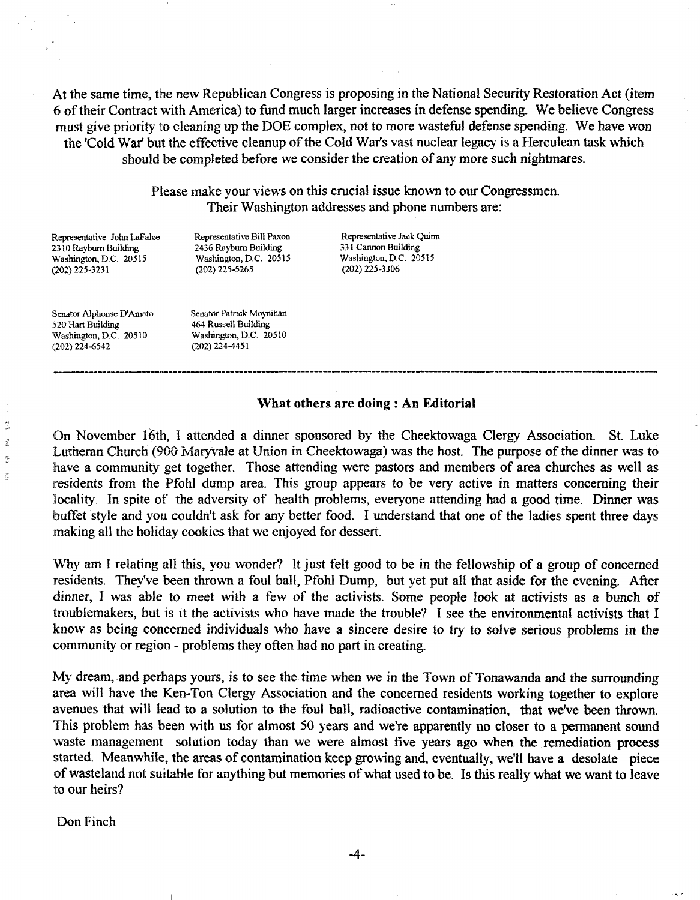At the same time, the new Republican Congress is proposing in the National Security Restoration Act (item 6 of their Contract with America) to fund much larger increases in defense spending. We believe Congress must give priority to cleaning up the DOE complex, not to more wasteful defense spending. We have won the 'Cold War' but the effective cleanup of the Cold War's vast nuclear legacy is a Herculean task which should be completed before we consider the creation of any more such nightmares.

Please make your views on this crucial issue known to our Congressmen. Their Washington addresses and phone numbers are:

Representative John LaFalce
2310 Rayburn Building
Washington, D.C. 20515
(202) 225-3231

Representative Bill Paxon
2436 Rayburn Building
Washington, D.C. 20515
(202) 225-5265

Representative Jack Quinn
331 Cannon Building
Washington, D.C. 20515
(202) 225-3306

Senator Alphonse D'Amato
520 Hart Building
Washington, D.C. 20510
(202) 224-6542

Senator Patrick Moynihan
464 Russell Building
Washington, D.C. 20510
(202) 224-4451

---

### What others are doing : An Editorial

On November 16th, I attended a dinner sponsored by the Cheektowaga Clergy Association. St. Luke Lutheran Church (900 Maryvale at Union in Cheektowaga) was the host. The purpose of the dinner was to have a community get together. Those attending were pastors and members of area churches as well as residents from the Pfohl dump area. This group appears to be very active in matters concerning their locality. In spite of the adversity of health problems, everyone attending had a good time. Dinner was buffet style and you couldn't ask for any better food. I understand that one of the ladies spent three days making all the holiday cookies that we enjoyed for dessert.

Why am I relating all this, you wonder? It just felt good to be in the fellowship of a group of concerned residents. They've been thrown a foul ball, Pfohl Dump, but yet put all that aside for the evening. After dinner, I was able to meet with a few of the activists. Some people look at activists as a bunch of troublemakers, but is it the activists who have made the trouble? I see the environmental activists that I know as being concerned individuals who have a sincere desire to try to solve serious problems in the community or region - problems they often had no part in creating.

My dream, and perhaps yours, is to see the time when we in the Town of Tonawanda and the surrounding area will have the Ken-Ton Clergy Association and the concerned residents working together to explore avenues that will lead to a solution to the foul ball, radioactive contamination, that we've been thrown. This problem has been with us for almost 50 years and we're apparently no closer to a permanent sound waste management solution today than we were almost five years ago when the remediation process started. Meanwhile, the areas of contamination keep growing and, eventually, we'll have a desolate piece of wasteland not suitable for anything but memories of what used to be. Is this really what we want to leave to our heirs?

Don Finch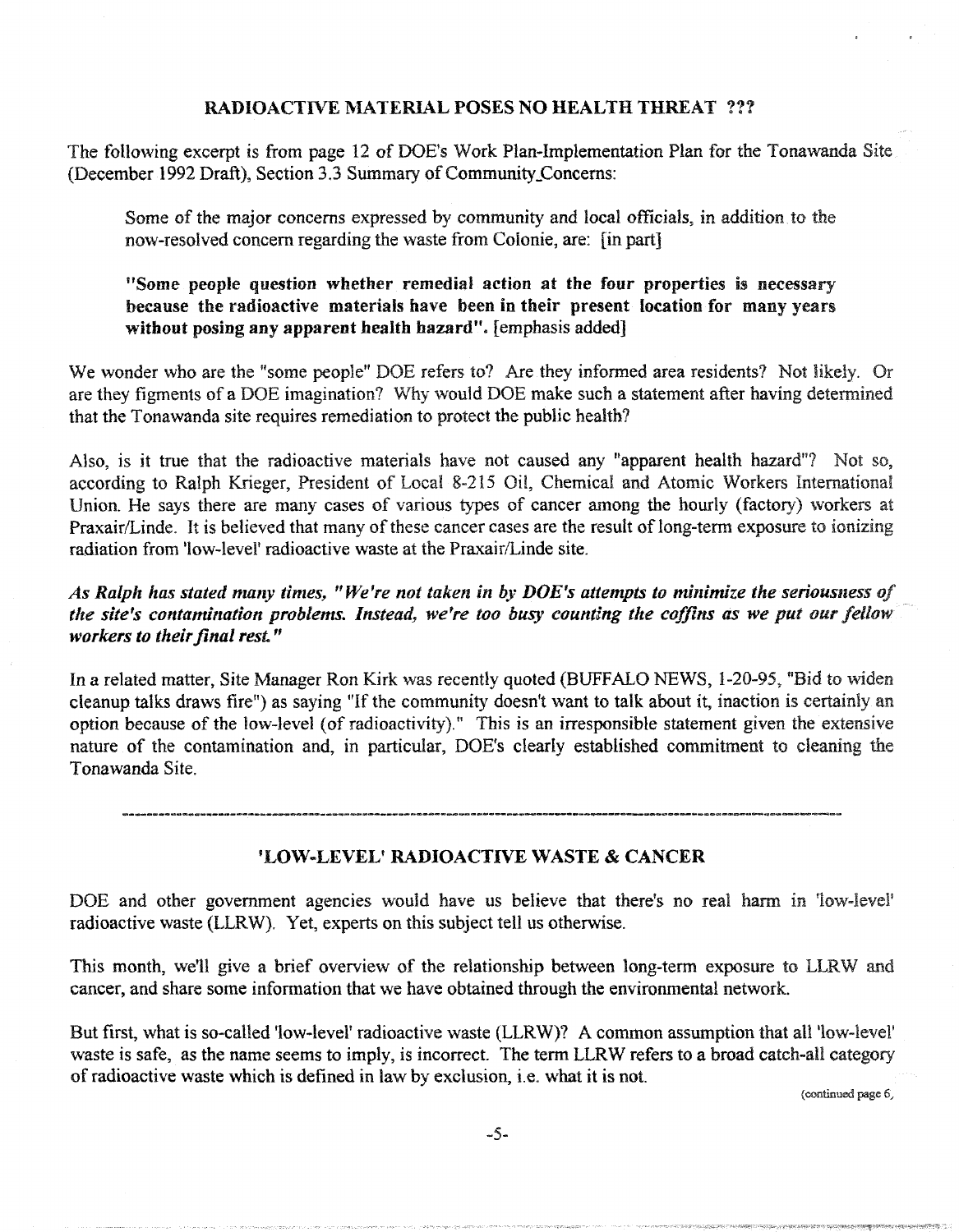## RADIOACTIVE MATERIAL POSES NO HEALTH THREAT ???

The following excerpt is from page 12 of DOE's Work Plan-Implementation Plan for the Tonawanda Site (December 1992 Draft), Section 3.3 Summary of Community Concerns:

> Some of the major concerns expressed by community and local officials, in addition to the now-resolved concern regarding the waste from Colonie, are: [in part]
>
> **"Some people question whether remedial action at the four properties is necessary because the radioactive materials have been in their present location for many years without posing any apparent health hazard".** [emphasis added]

We wonder who are the "some people" DOE refers to? Are they informed area residents? Not likely. Or are they figments of a DOE imagination? Why would DOE make such a statement after having determined that the Tonawanda site requires remediation to protect the public health?

Also, is it true that the radioactive materials have not caused any "apparent health hazard"? Not so, according to Ralph Krieger, President of Local 8-215 Oil, Chemical and Atomic Workers International Union. He says there are many cases of various types of cancer among the hourly (factory) workers at Praxair/Linde. It is believed that many of these cancer cases are the result of long-term exposure to ionizing radiation from 'low-level' radioactive waste at the Praxair/Linde site.

***As Ralph has stated many times, "We're not taken in by DOE's attempts to minimize the seriousness of the site's contamination problems. Instead, we're too busy counting the coffins as we put our fellow workers to their final rest."***

In a related matter, Site Manager Ron Kirk was recently quoted (BUFFALO NEWS, 1-20-95, "Bid to widen cleanup talks draws fire") as saying "If the community doesn't want to talk about it, inaction is certainly an option because of the low-level (of radioactivity)." This is an irresponsible statement given the extensive nature of the contamination and, in particular, DOE's clearly established commitment to cleaning the Tonawanda Site.

---

## 'LOW-LEVEL' RADIOACTIVE WASTE & CANCER

DOE and other government agencies would have us believe that there's no real harm in 'low-level' radioactive waste (LLRW). Yet, experts on this subject tell us otherwise.

This month, we'll give a brief overview of the relationship between long-term exposure to LLRW and cancer, and share some information that we have obtained through the environmental network.

But first, what is so-called 'low-level' radioactive waste (LLRW)? A common assumption that all 'low-level' waste is safe, as the name seems to imply, is incorrect. The term LLRW refers to a broad catch-all category of radioactive waste which is defined in law by exclusion, i.e. what it is not.

(continued page 6)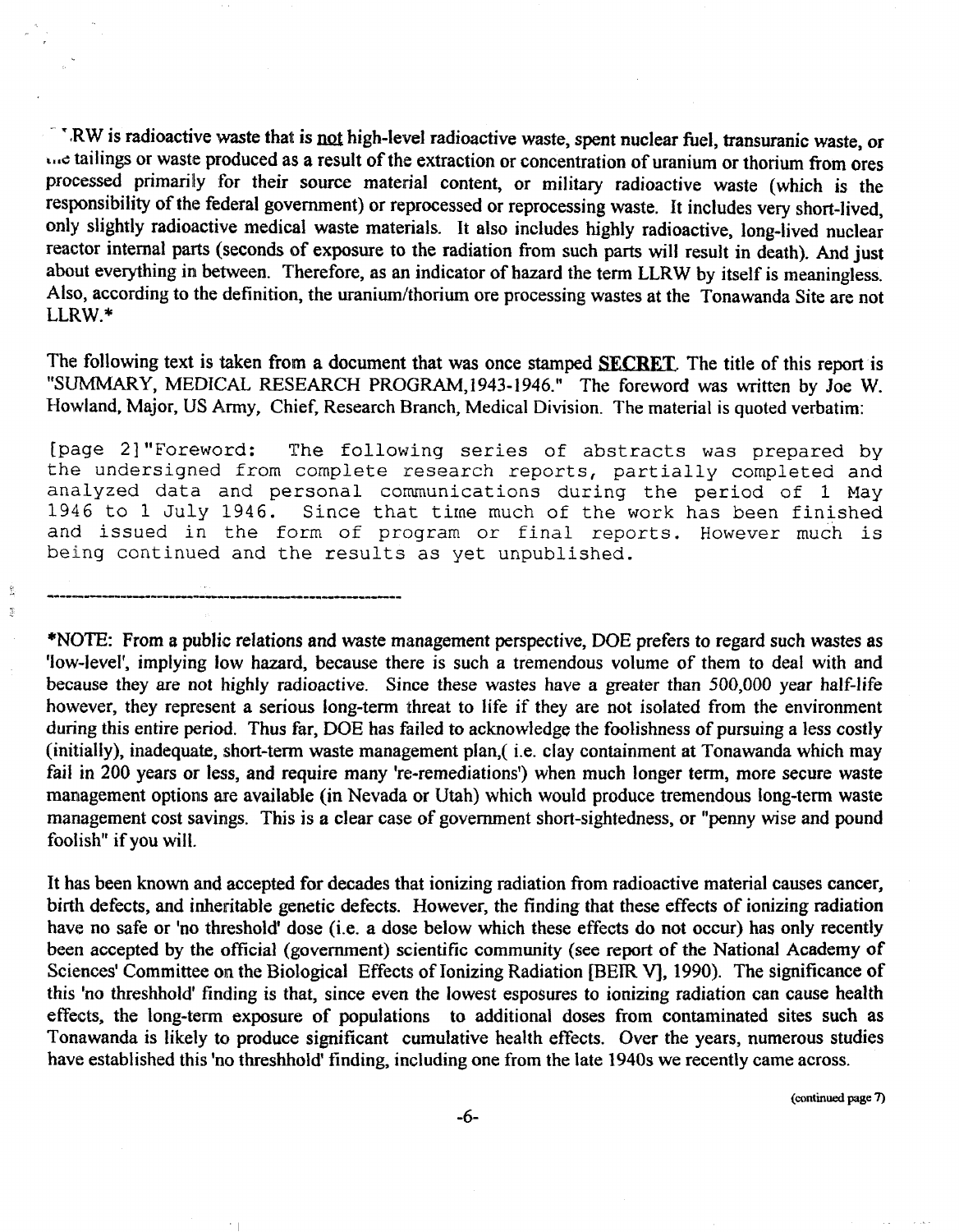LLRW is radioactive waste that is not high-level radioactive waste, spent nuclear fuel, transuranic waste, or the tailings or waste produced as a result of the extraction or concentration of uranium or thorium from ores processed primarily for their source material content, or military radioactive waste (which is the responsibility of the federal government) or reprocessed or reprocessing waste. It includes very short-lived, only slightly radioactive medical waste materials. It also includes highly radioactive, long-lived nuclear reactor internal parts (seconds of exposure to the radiation from such parts will result in death). And just about everything in between. Therefore, as an indicator of hazard the term LLRW by itself is meaningless. Also, according to the definition, the uranium/thorium ore processing wastes at the Tonawanda Site are not LLRW.*

The following text is taken from a document that was once stamped **SECRET**. The title of this report is "SUMMARY, MEDICAL RESEARCH PROGRAM,1943-1946." The foreword was written by Joe W. Howland, Major, US Army, Chief, Research Branch, Medical Division. The material is quoted verbatim:

```
[page 2]"Foreword:  The following series of abstracts was prepared by
the undersigned from complete research reports, partially completed and
analyzed data and personal communications during the period of 1 May
1946 to 1 July 1946.  Since that time much of the work has been finished
and issued in the form of program or final reports. However much is
being continued and the results as yet unpublished.
```

---

*NOTE: From a public relations and waste management perspective, DOE prefers to regard such wastes as 'low-level', implying low hazard, because there is such a tremendous volume of them to deal with and because they are not highly radioactive. Since these wastes have a greater than 500,000 year half-life however, they represent a serious long-term threat to life if they are not isolated from the environment during this entire period. Thus far, DOE has failed to acknowledge the foolishness of pursuing a less costly (initially), inadequate, short-term waste management plan,( i.e. clay containment at Tonawanda which may fail in 200 years or less, and require many 're-remediations') when much longer term, more secure waste management options are available (in Nevada or Utah) which would produce tremendous long-term waste management cost savings. This is a clear case of government short-sightedness, or "penny wise and pound foolish" if you will.

It has been known and accepted for decades that ionizing radiation from radioactive material causes cancer, birth defects, and inheritable genetic defects. However, the finding that these effects of ionizing radiation have no safe or 'no threshold' dose (i.e. a dose below which these effects do not occur) has only recently been accepted by the official (government) scientific community (see report of the National Academy of Sciences' Committee on the Biological Effects of Ionizing Radiation [BEIR V], 1990). The significance of this 'no threshhold' finding is that, since even the lowest esposures to ionizing radiation can cause health effects, the long-term exposure of populations to additional doses from contaminated sites such as Tonawanda is likely to produce significant cumulative health effects. Over the years, numerous studies have established this 'no threshhold' finding, including one from the late 1940s we recently came across.

(continued page 7)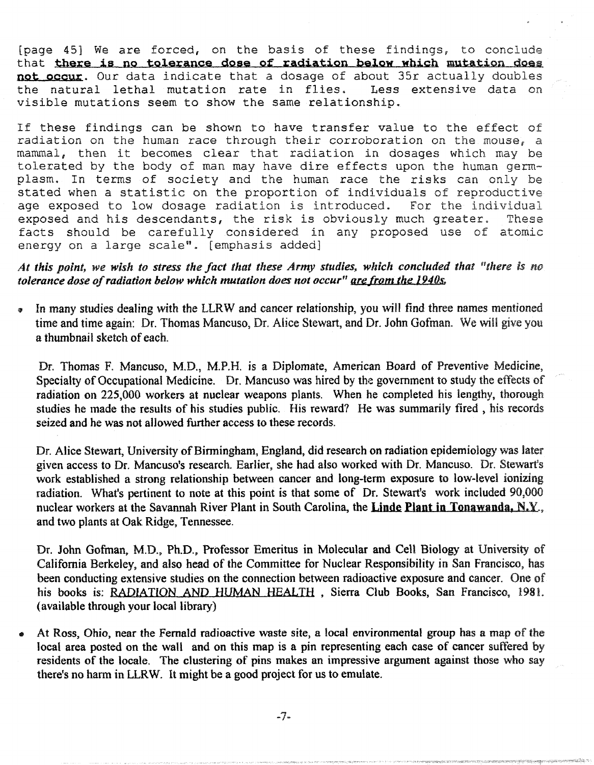[page 45] We are forced, on the basis of these findings, to conclude that **there is no tolerance dose of radiation below which mutation does not occur**. Our data indicate that a dosage of about 35r actually doubles the natural lethal mutation rate in flies. Less extensive data on visible mutations seem to show the same relationship.

If these findings can be shown to have transfer value to the effect of radiation on the human race through their corroboration on the mouse, a mammal, then it becomes clear that radiation in dosages which may be tolerated by the body of man may have dire effects upon the human germ-plasm. In terms of society and the human race the risks can only be stated when a statistic on the proportion of individuals of reproductive age exposed to low dosage radiation is introduced. For the individual exposed and his descendants, the risk is obviously much greater. These facts should be carefully considered in any proposed use of atomic energy on a large scale". [emphasis added]

***At this point, we wish to stress the fact that these Army studies, which concluded that "there is no tolerance dose of radiation below which mutation does not occur" are from the 1940s.***

- In many studies dealing with the LLRW and cancer relationship, you will find three names mentioned time and time again: Dr. Thomas Mancuso, Dr. Alice Stewart, and Dr. John Gofman. We will give you a thumbnail sketch of each.

  Dr. Thomas F. Mancuso, M.D., M.P.H. is a Diplomate, American Board of Preventive Medicine, Specialty of Occupational Medicine. Dr. Mancuso was hired by the government to study the effects of radiation on 225,000 workers at nuclear weapons plants. When he completed his lengthy, thorough studies he made the results of his studies public. His reward? He was summarily fired , his records seized and he was not allowed further access to these records.

  Dr. Alice Stewart, University of Birmingham, England, did research on radiation epidemiology was later given access to Dr. Mancuso's research. Earlier, she had also worked with Dr. Mancuso. Dr. Stewart's work established a strong relationship between cancer and long-term exposure to low-level ionizing radiation. What's pertinent to note at this point is that some of Dr. Stewart's work included 90,000 nuclear workers at the Savannah River Plant in South Carolina, the **Linde Plant in Tonawanda, N.Y.**, and two plants at Oak Ridge, Tennessee.

  Dr. John Gofman, M.D., Ph.D., Professor Emeritus in Molecular and Cell Biology at University of California Berkeley, and also head of the Committee for Nuclear Responsibility in San Francisco, has been conducting extensive studies on the connection between radioactive exposure and cancer. One of his books is: RADIATION AND HUMAN HEALTH , Sierra Club Books, San Francisco, 1981. (available through your local library)

- At Ross, Ohio, near the Fernald radioactive waste site, a local environmental group has a map of the local area posted on the wall and on this map is a pin representing each case of cancer suffered by residents of the locale. The clustering of pins makes an impressive argument against those who say there's no harm in LLRW. It might be a good project for us to emulate.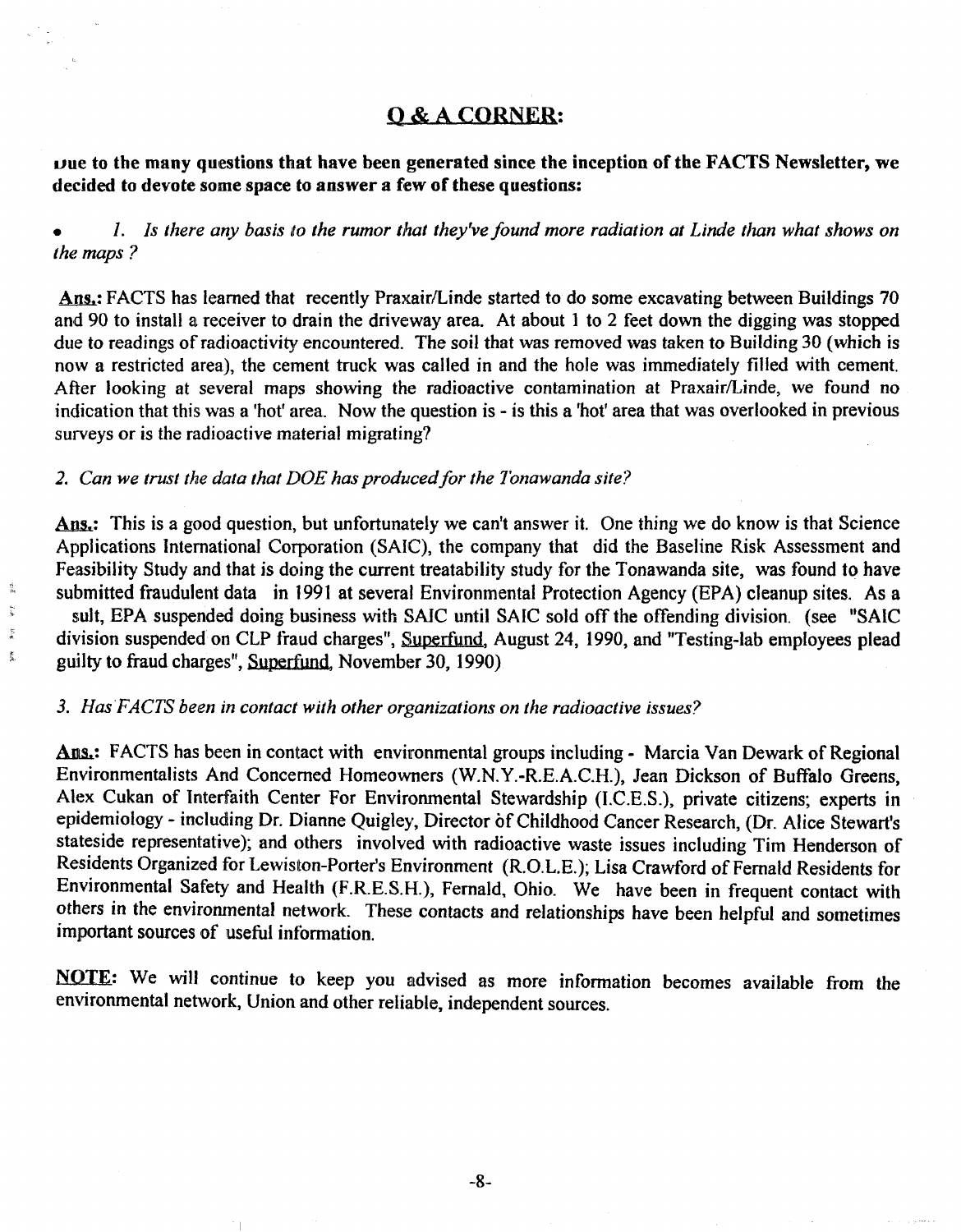## Q & A CORNER:

**Due to the many questions that have been generated since the inception of the FACTS Newsletter, we decided to devote some space to answer a few of these questions:**

- *1. Is there any basis to the rumor that they've found more radiation at Linde than what shows on the maps ?*

**Ans.:** FACTS has learned that recently Praxair/Linde started to do some excavating between Buildings 70 and 90 to install a receiver to drain the driveway area. At about 1 to 2 feet down the digging was stopped due to readings of radioactivity encountered. The soil that was removed was taken to Building 30 (which is now a restricted area), the cement truck was called in and the hole was immediately filled with cement. After looking at several maps showing the radioactive contamination at Praxair/Linde, we found no indication that this was a 'hot' area. Now the question is - is this a 'hot' area that was overlooked in previous surveys or is the radioactive material migrating?

*2. Can we trust the data that DOE has produced for the Tonawanda site?*

**Ans.:** This is a good question, but unfortunately we can't answer it. One thing we do know is that Science Applications International Corporation (SAIC), the company that did the Baseline Risk Assessment and Feasibility Study and that is doing the current treatability study for the Tonawanda site, was found to have submitted fraudulent data in 1991 at several Environmental Protection Agency (EPA) cleanup sites. As a result, EPA suspended doing business with SAIC until SAIC sold off the offending division. (see "SAIC division suspended on CLP fraud charges", Superfund, August 24, 1990, and "Testing-lab employees plead guilty to fraud charges", Superfund, November 30, 1990)

*3. Has FACTS been in contact with other organizations on the radioactive issues?*

**Ans.:** FACTS has been in contact with environmental groups including - Marcia Van Dewark of Regional Environmentalists And Concerned Homeowners (W.N.Y.-R.E.A.C.H.), Jean Dickson of Buffalo Greens, Alex Cukan of Interfaith Center For Environmental Stewardship (I.C.E.S.), private citizens; experts in epidemiology - including Dr. Dianne Quigley, Director of Childhood Cancer Research, (Dr. Alice Stewart's stateside representative); and others involved with radioactive waste issues including Tim Henderson of Residents Organized for Lewiston-Porter's Environment (R.O.L.E.); Lisa Crawford of Fernald Residents for Environmental Safety and Health (F.R.E.S.H.), Fernald, Ohio. We have been in frequent contact with others in the environmental network. These contacts and relationships have been helpful and sometimes important sources of useful information.

**NOTE:** We will continue to keep you advised as more information becomes available from the environmental network, Union and other reliable, independent sources.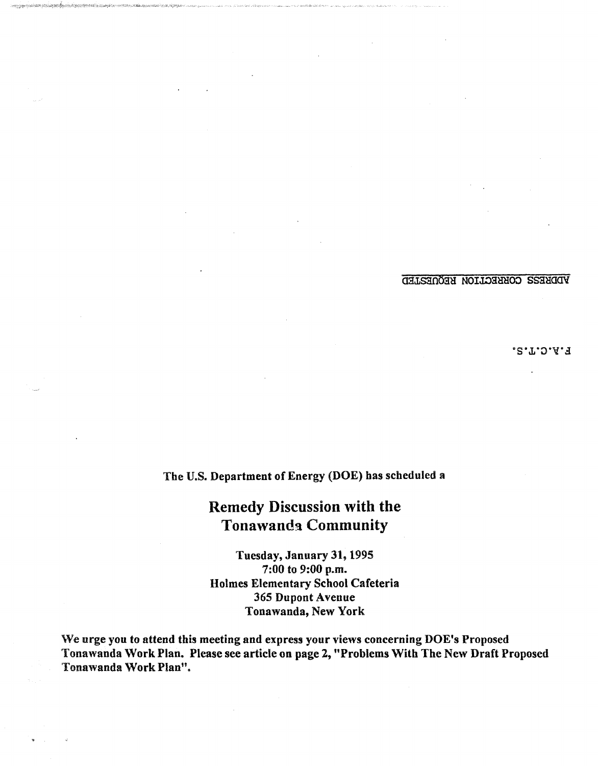ADDRESS CORRECTION REQUESTED

F.A.C.T.S.

The U.S. Department of Energy (DOE) has scheduled a

## Remedy Discussion with the Tonawanda Community

**Tuesday, January 31, 1995**
**7:00 to 9:00 p.m.**
**Holmes Elementary School Cafeteria**
**365 Dupont Avenue**
**Tonawanda, New York**

**We urge you to attend this meeting and express your views concerning DOE's Proposed Tonawanda Work Plan. Please see article on page 2, "Problems With The New Draft Proposed Tonawanda Work Plan".**